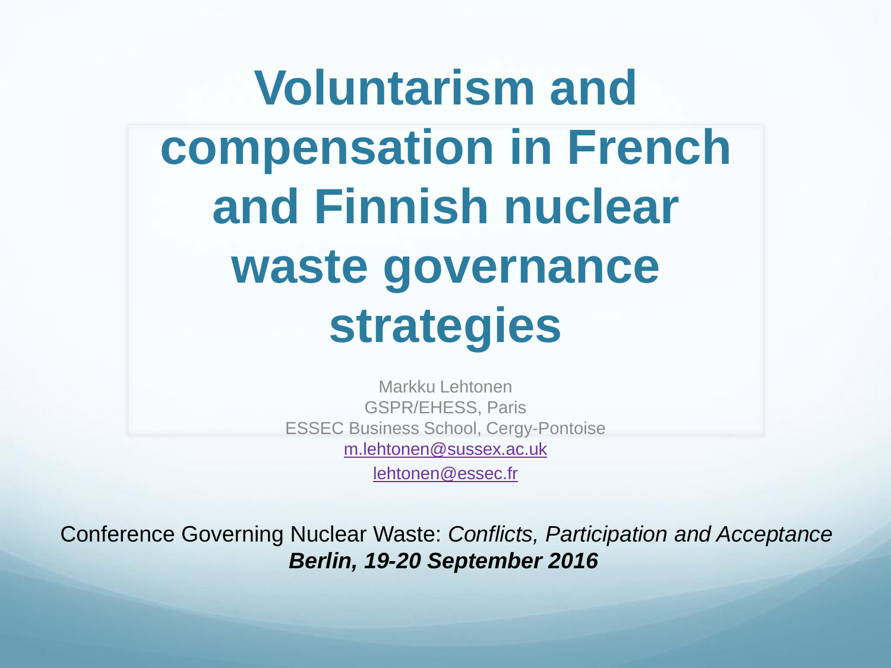# Voluntarism and compensation in French and Finnish nuclear waste governance strategies

Markku Lehtonen
GSPR/EHESS, Paris
ESSEC Business School, Cergy-Pontoise
m.lehtonen@sussex.ac.uk
lehtonen@essec.fr

Conference Governing Nuclear Waste: *Conflicts, Participation and Acceptance*
***Berlin, 19-20 September 2016***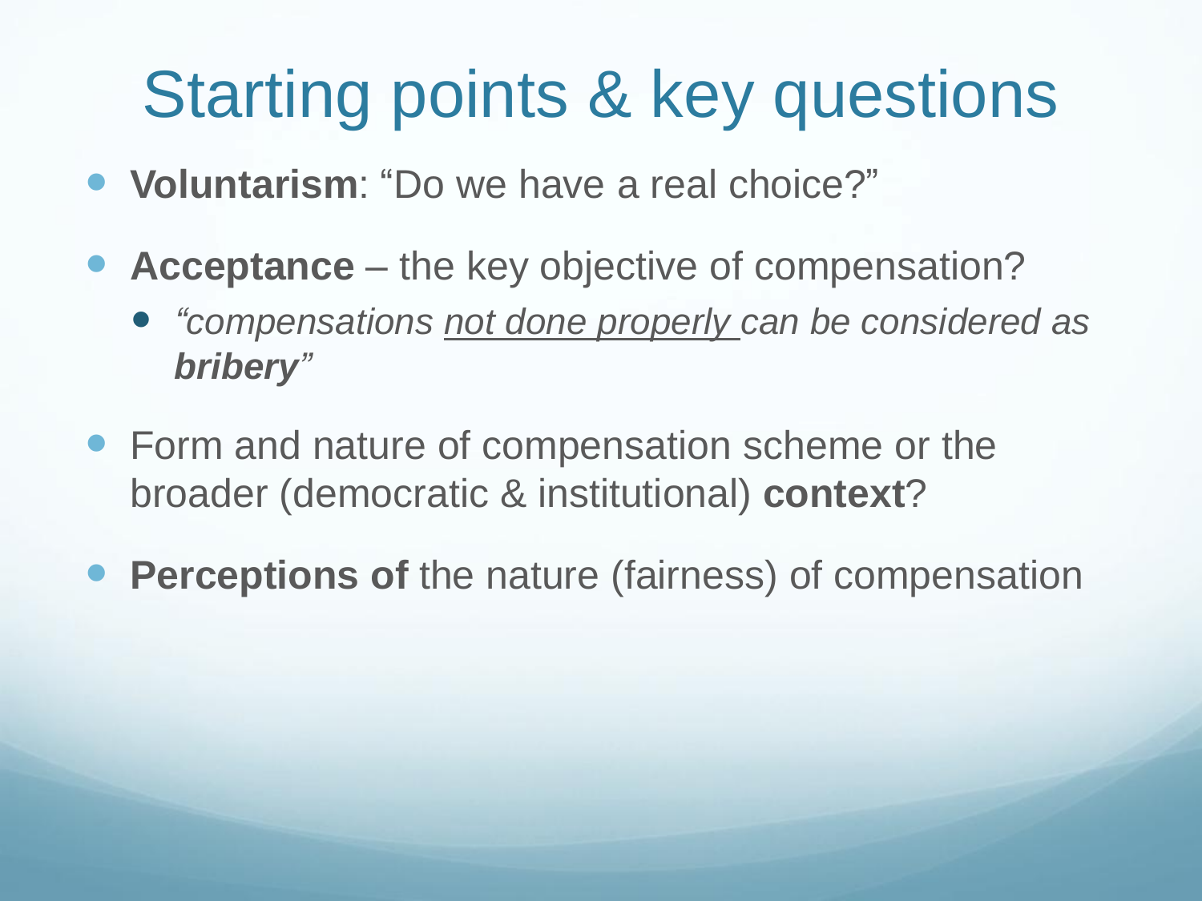# Starting points & key questions

- **Voluntarism**: "Do we have a real choice?"
- **Acceptance** – the key objective of compensation?
  - *"compensations <u>not done properly</u> can be considered as **bribery**"*
- Form and nature of compensation scheme or the broader (democratic & institutional) **context**?
- **Perceptions of** the nature (fairness) of compensation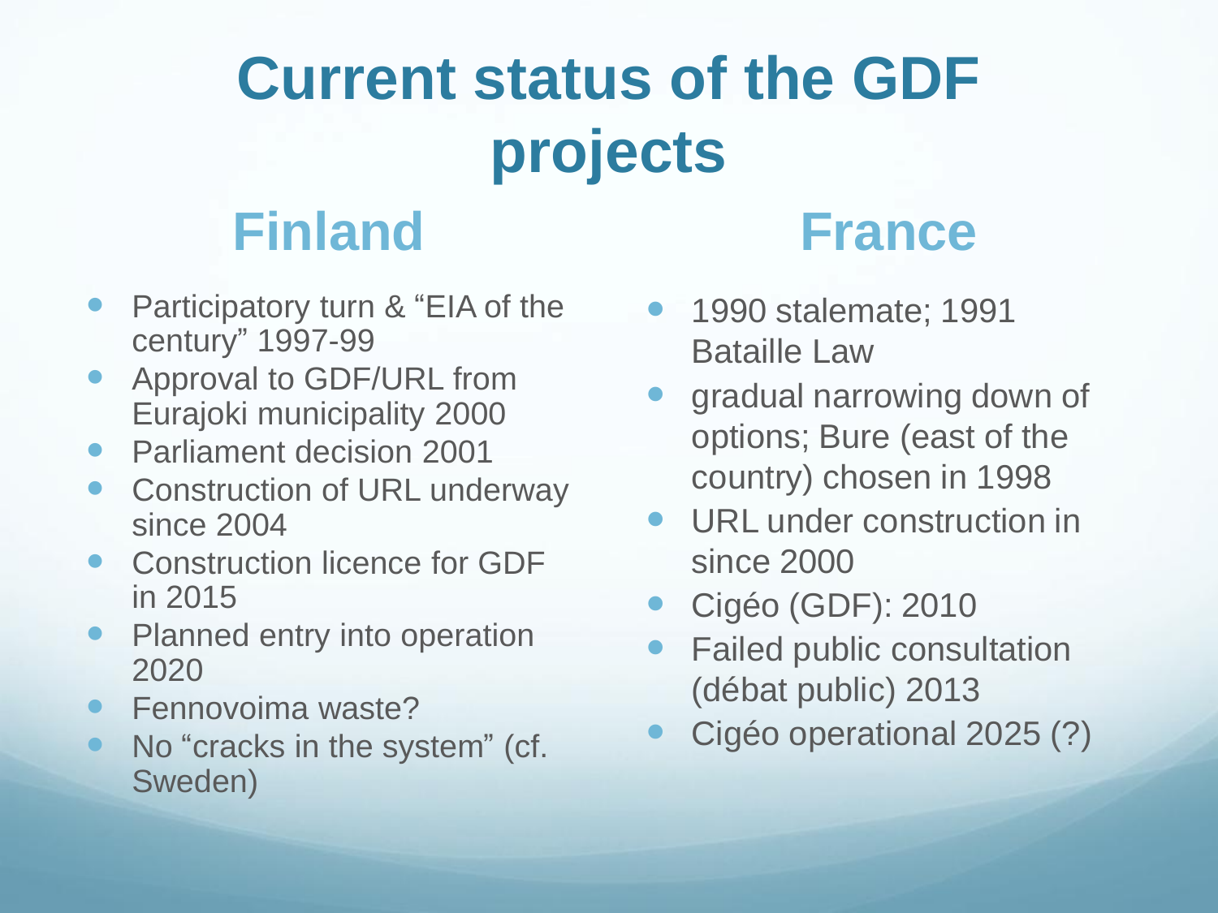# Current status of the GDF projects

## Finland

- Participatory turn & "EIA of the century" 1997-99
- Approval to GDF/URL from Eurajoki municipality 2000
- Parliament decision 2001
- Construction of URL underway since 2004
- Construction licence for GDF in 2015
- Planned entry into operation 2020
- Fennovoima waste?
- No "cracks in the system" (cf. Sweden)

## France

- 1990 stalemate; 1991 Bataille Law
- gradual narrowing down of options; Bure (east of the country) chosen in 1998
- URL under construction in since 2000
- Cigéo (GDF): 2010
- Failed public consultation (débat public) 2013
- Cigéo operational 2025 (?)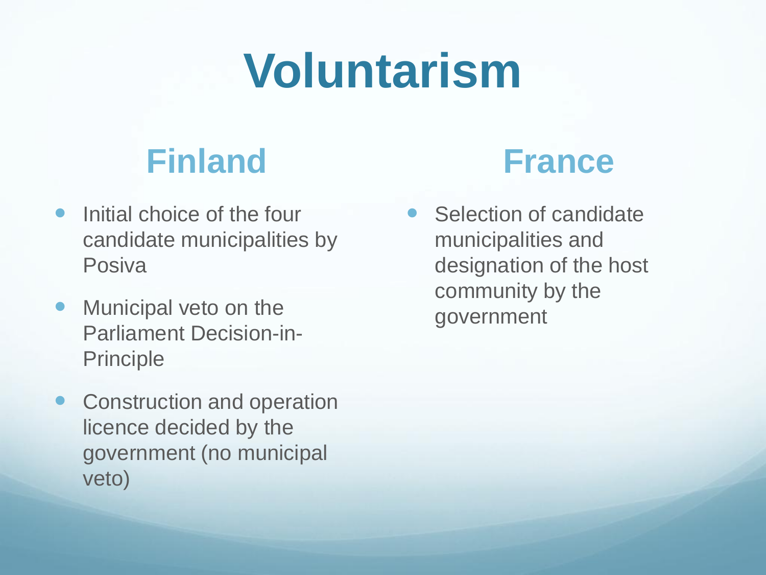# Voluntarism

## Finland

- Initial choice of the four candidate municipalities by Posiva
- Municipal veto on the Parliament Decision-in-Principle
- Construction and operation licence decided by the government (no municipal veto)

## France

- Selection of candidate municipalities and designation of the host community by the government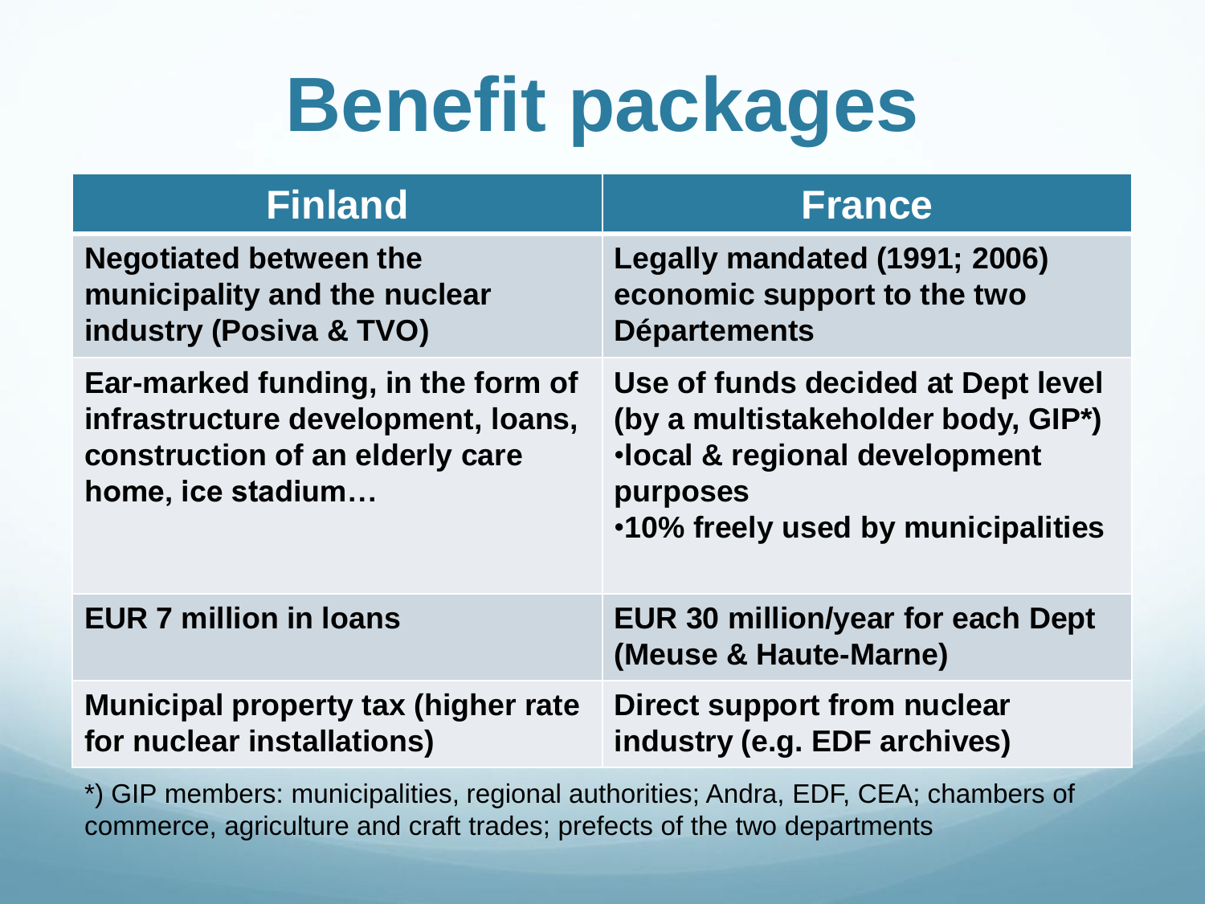# Benefit packages

| Finland | France |
|---|---|
| Negotiated between the municipality and the nuclear industry (Posiva & TVO) | Legally mandated (1991; 2006) economic support to the two Départements |
| Ear-marked funding, in the form of infrastructure development, loans, construction of an elderly care home, ice stadium… | Use of funds decided at Dept level (by a multistakeholder body, GIP*) •local & regional development purposes •10% freely used by municipalities |
| EUR 7 million in loans | EUR 30 million/year for each Dept (Meuse & Haute-Marne) |
| Municipal property tax (higher rate for nuclear installations) | Direct support from nuclear industry (e.g. EDF archives) |

*) GIP members: municipalities, regional authorities; Andra, EDF, CEA; chambers of commerce, agriculture and craft trades; prefects of the two departments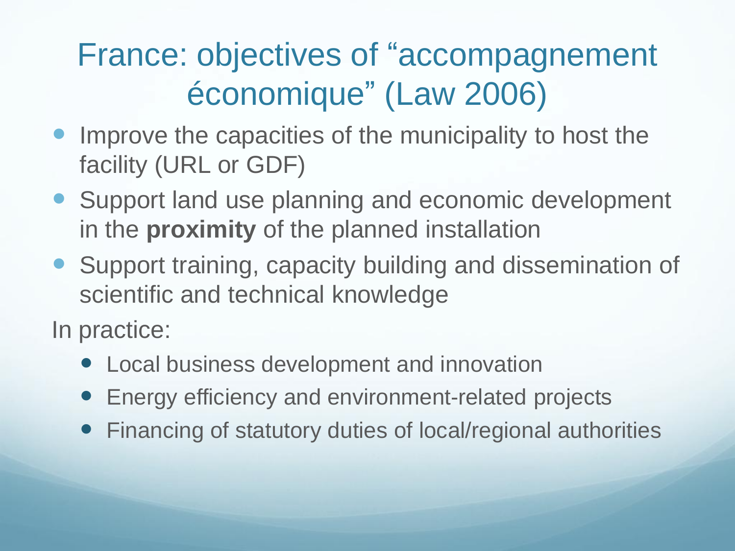# France: objectives of "accompagnement économique" (Law 2006)

- Improve the capacities of the municipality to host the facility (URL or GDF)
- Support land use planning and economic development in the **proximity** of the planned installation
- Support training, capacity building and dissemination of scientific and technical knowledge

In practice:

- Local business development and innovation
- Energy efficiency and environment-related projects
- Financing of statutory duties of local/regional authorities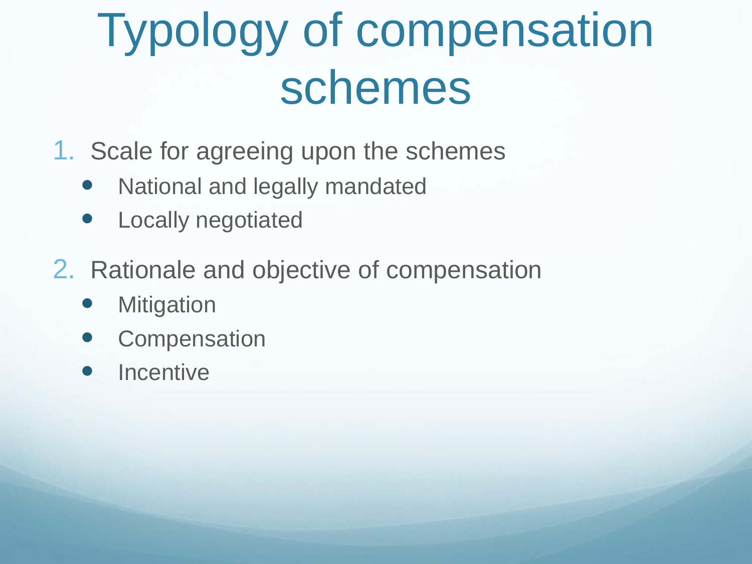# Typology of compensation schemes

1. Scale for agreeing upon the schemes
   - National and legally mandated
   - Locally negotiated
2. Rationale and objective of compensation
   - Mitigation
   - Compensation
   - Incentive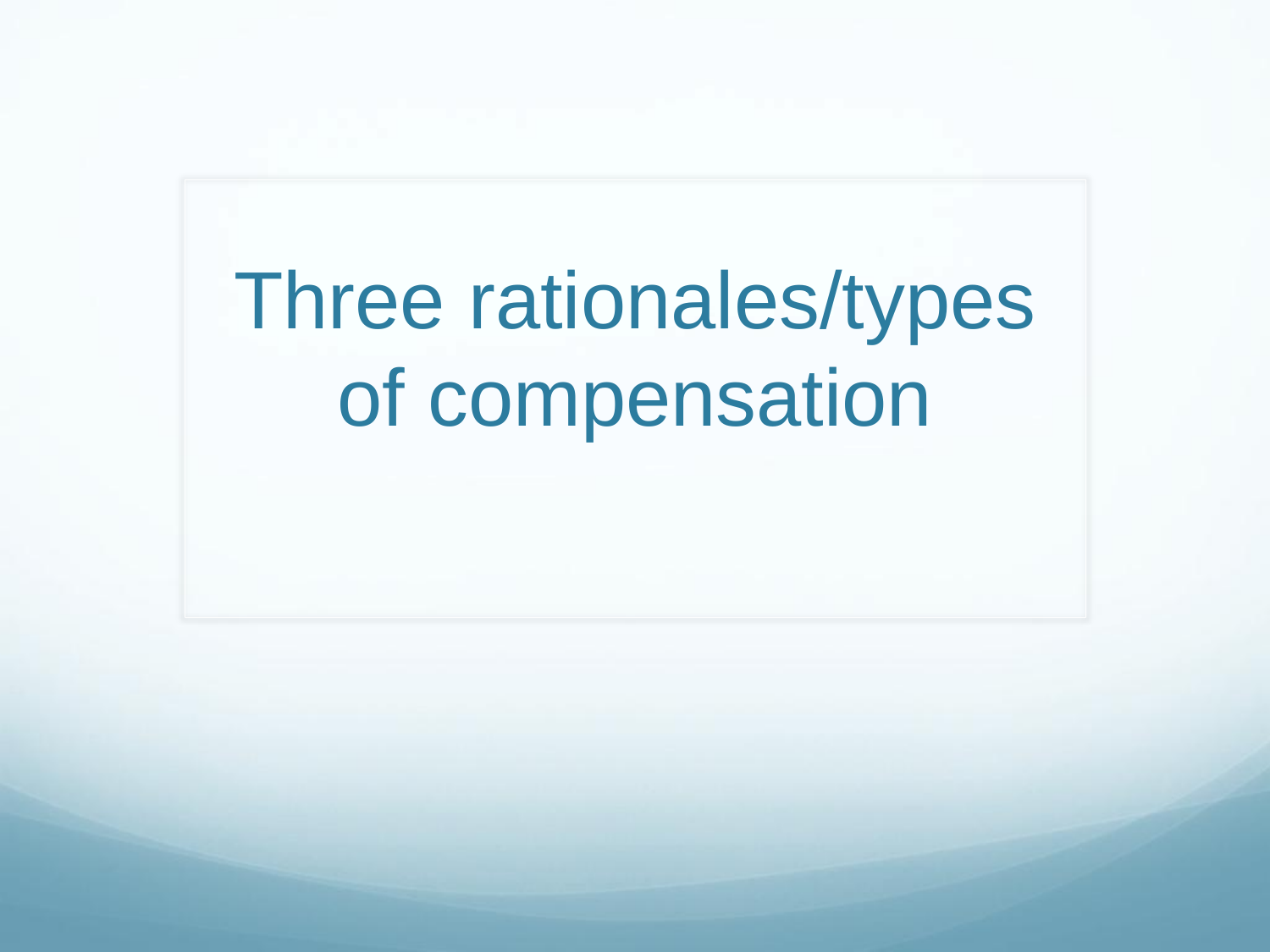# Three rationales/types of compensation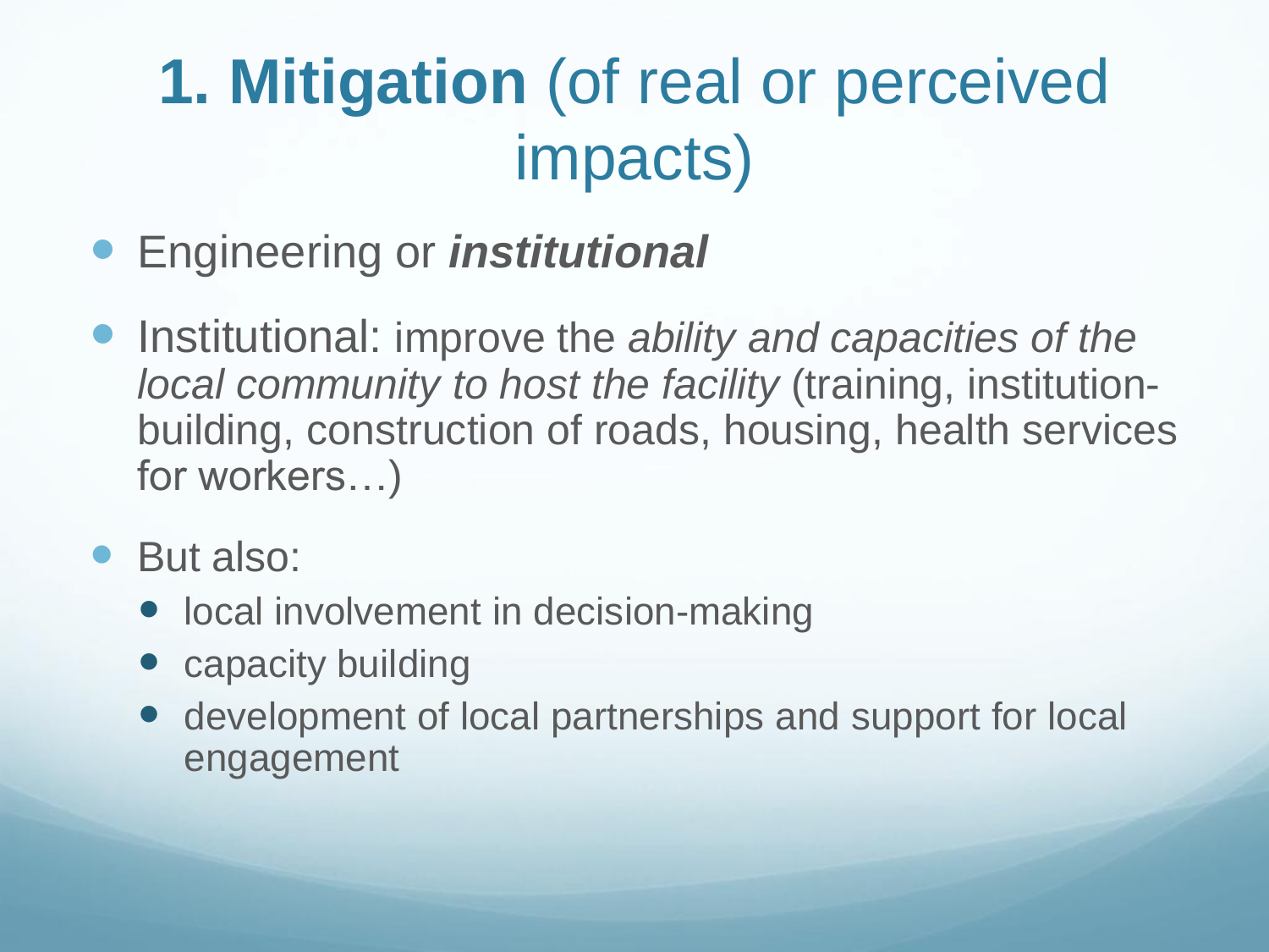# **1. Mitigation** (of real or perceived impacts)

- Engineering or ***institutional***
- Institutional: improve the *ability and capacities of the local community to host the facility* (training, institution-building, construction of roads, housing, health services for workers…)
- But also:
  - local involvement in decision-making
  - capacity building
  - development of local partnerships and support for local engagement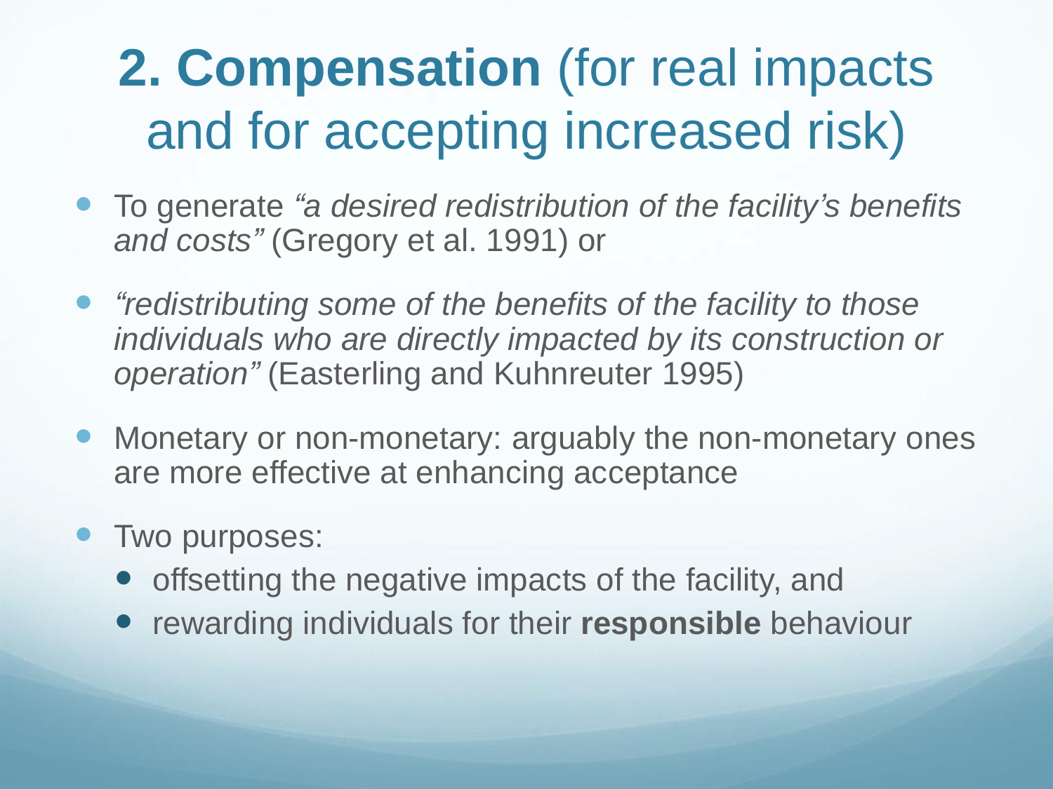# **2. Compensation** (for real impacts and for accepting increased risk)

- To generate *"a desired redistribution of the facility's benefits and costs"* (Gregory et al. 1991) or
- *"redistributing some of the benefits of the facility to those individuals who are directly impacted by its construction or operation"* (Easterling and Kuhnreuter 1995)
- Monetary or non-monetary: arguably the non-monetary ones are more effective at enhancing acceptance
- Two purposes:
  - offsetting the negative impacts of the facility, and
  - rewarding individuals for their **responsible** behaviour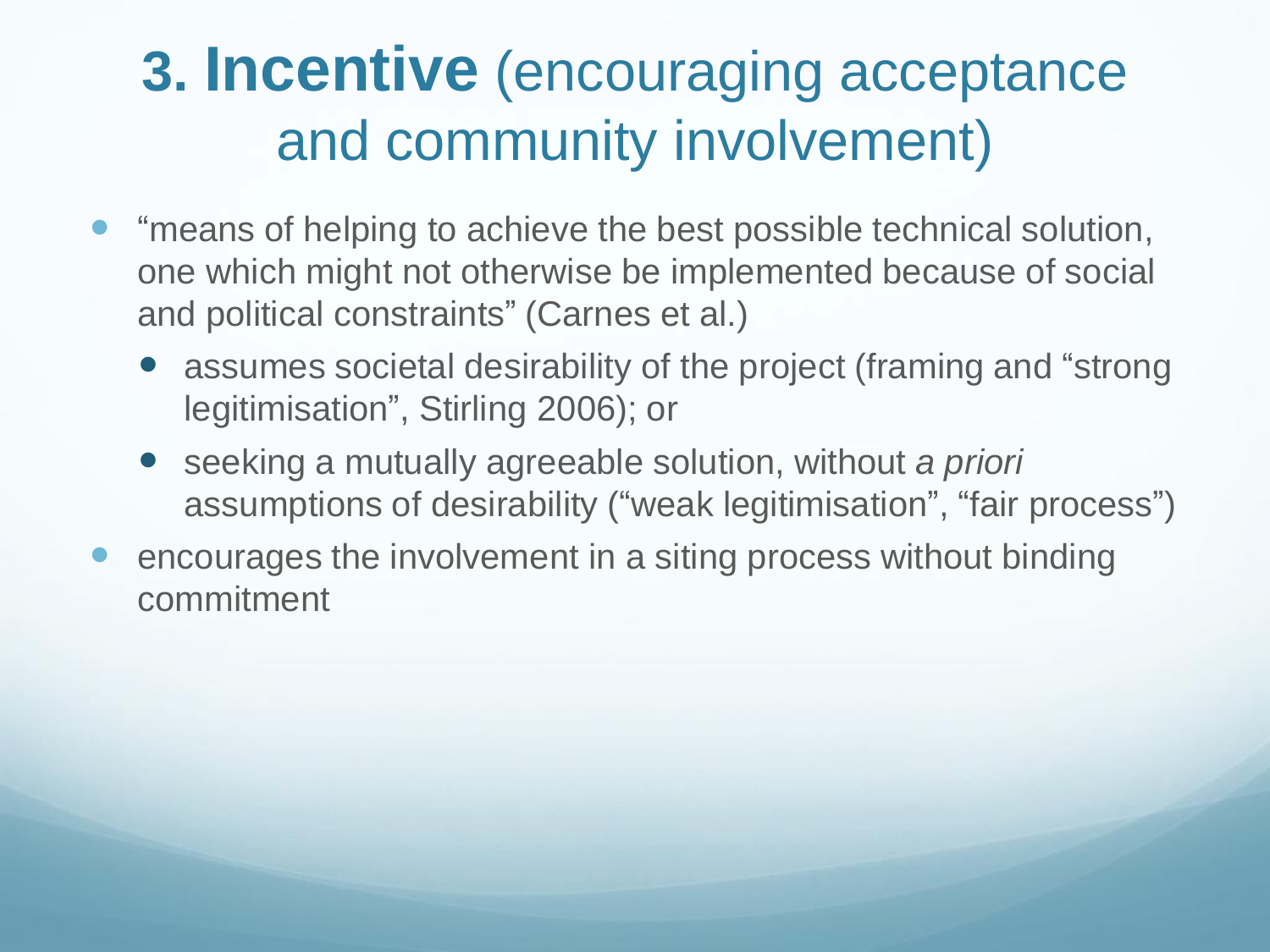# **3. Incentive** (encouraging acceptance and community involvement)

- “means of helping to achieve the best possible technical solution, one which might not otherwise be implemented because of social and political constraints” (Carnes et al.)
  - assumes societal desirability of the project (framing and “strong legitimisation”, Stirling 2006); or
  - seeking a mutually agreeable solution, without *a priori* assumptions of desirability (“weak legitimisation”, “fair process”)
- encourages the involvement in a siting process without binding commitment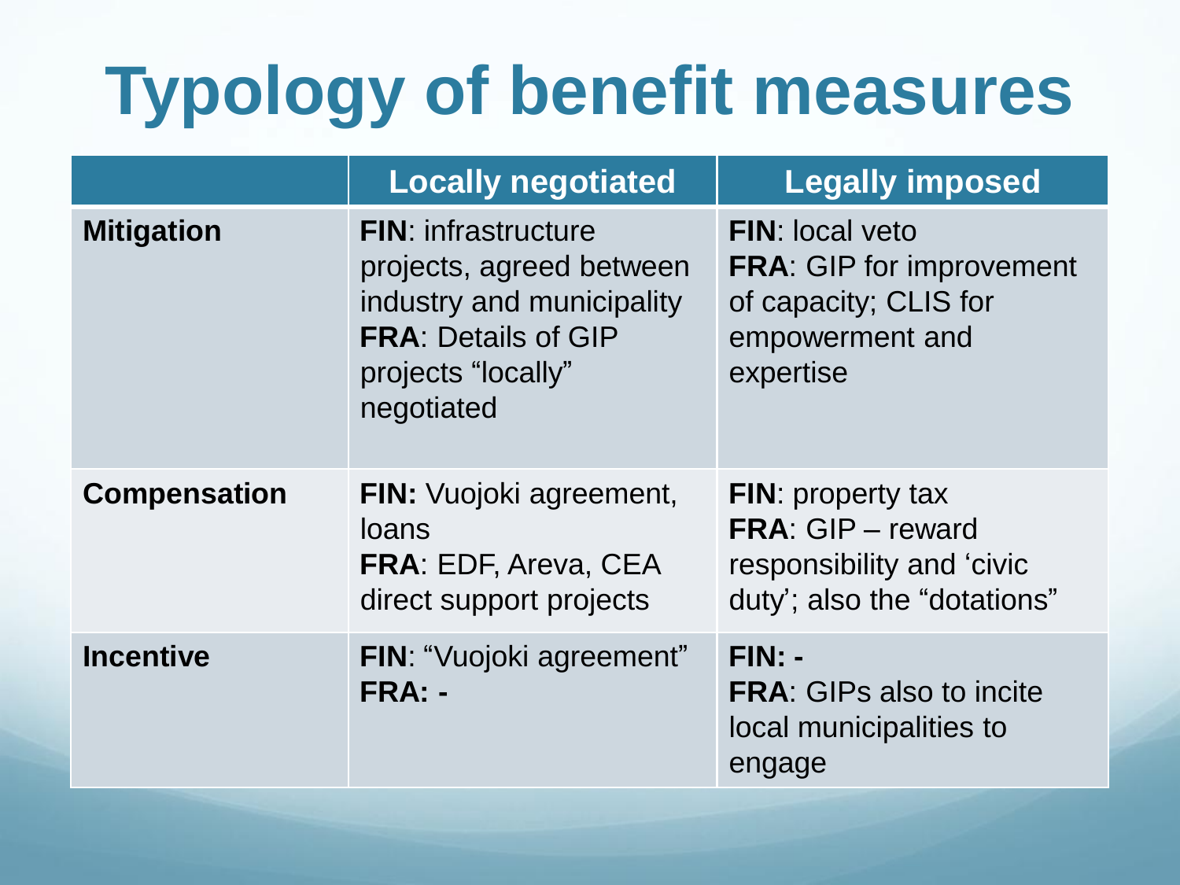# Typology of benefit measures

| | Locally negotiated | Legally imposed |
|---|---|---|
| **Mitigation** | **FIN**: infrastructure projects, agreed between industry and municipality<br>**FRA**: Details of GIP projects "locally" negotiated | **FIN**: local veto<br>**FRA**: GIP for improvement of capacity; CLIS for empowerment and expertise |
| **Compensation** | **FIN:** Vuojoki agreement, loans<br>**FRA**: EDF, Areva, CEA direct support projects | **FIN**: property tax<br>**FRA**: GIP – reward responsibility and 'civic duty'; also the "dotations" |
| **Incentive** | **FIN**: "Vuojoki agreement"<br>**FRA: -** | **FIN: -**<br>**FRA**: GIPs also to incite local municipalities to engage |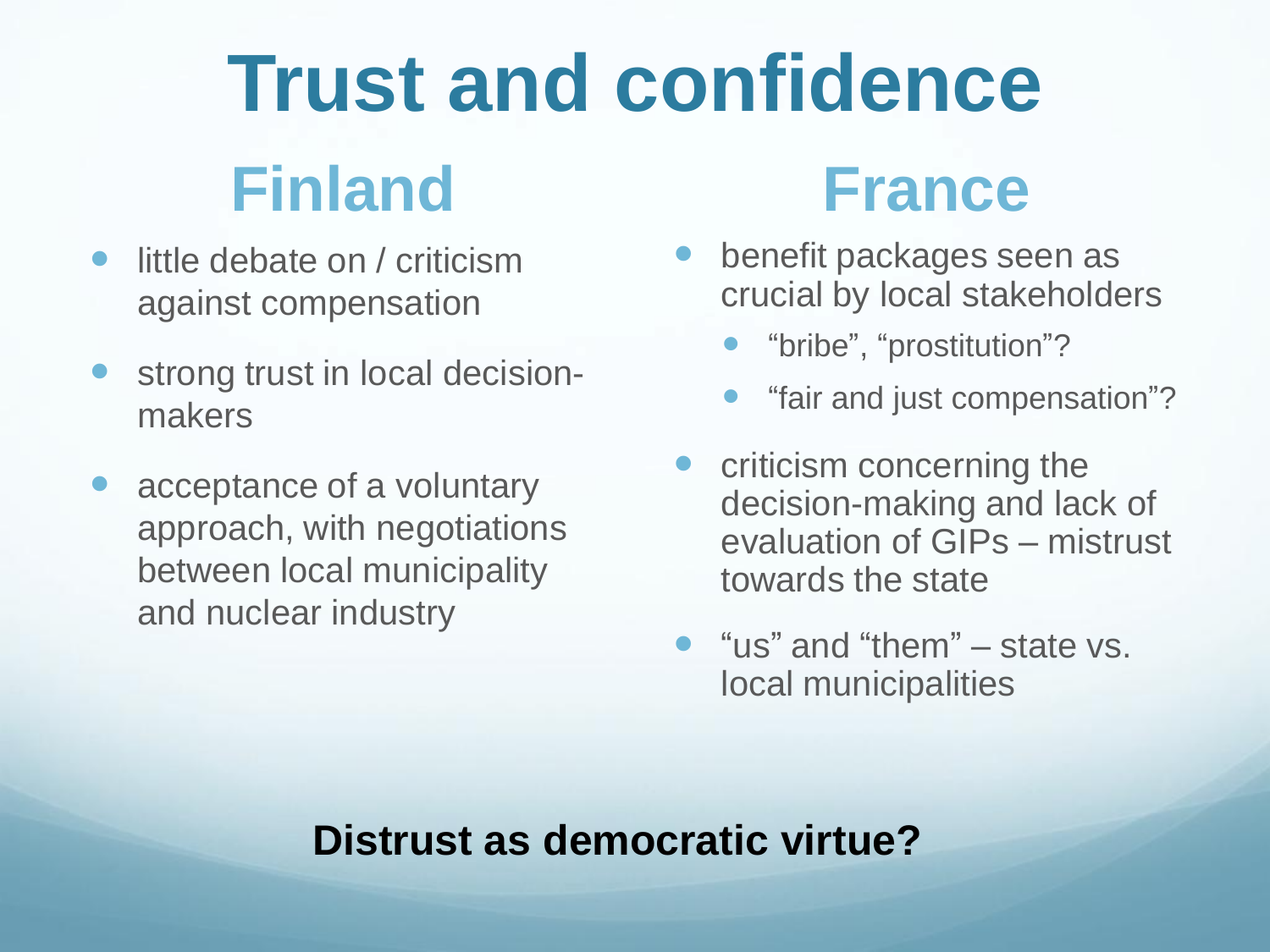# Trust and confidence

## Finland

- little debate on / criticism against compensation
- strong trust in local decision-makers
- acceptance of a voluntary approach, with negotiations between local municipality and nuclear industry

## France

- benefit packages seen as crucial by local stakeholders
  - “bribe”, “prostitution”?
  - “fair and just compensation”?
- criticism concerning the decision-making and lack of evaluation of GIPs – mistrust towards the state
- “us” and “them” – state vs. local municipalities

**Distrust as democratic virtue?**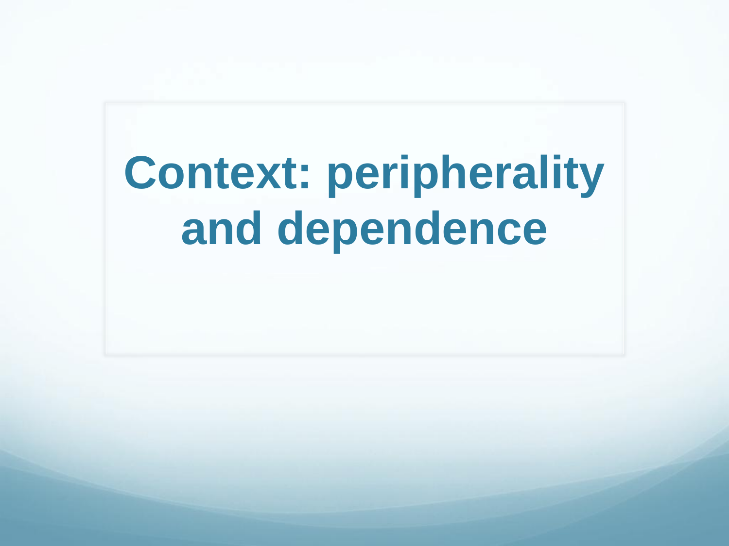# Context: peripherality and dependence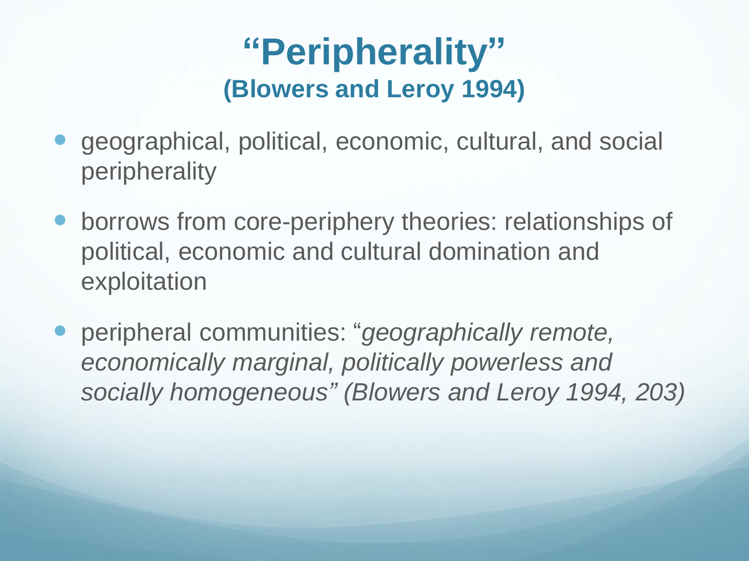# "Peripherality"
## (Blowers and Leroy 1994)

- geographical, political, economic, cultural, and social peripherality
- borrows from core-periphery theories: relationships of political, economic and cultural domination and exploitation
- peripheral communities: "*geographically remote, economically marginal, politically powerless and socially homogeneous" (Blowers and Leroy 1994, 203)*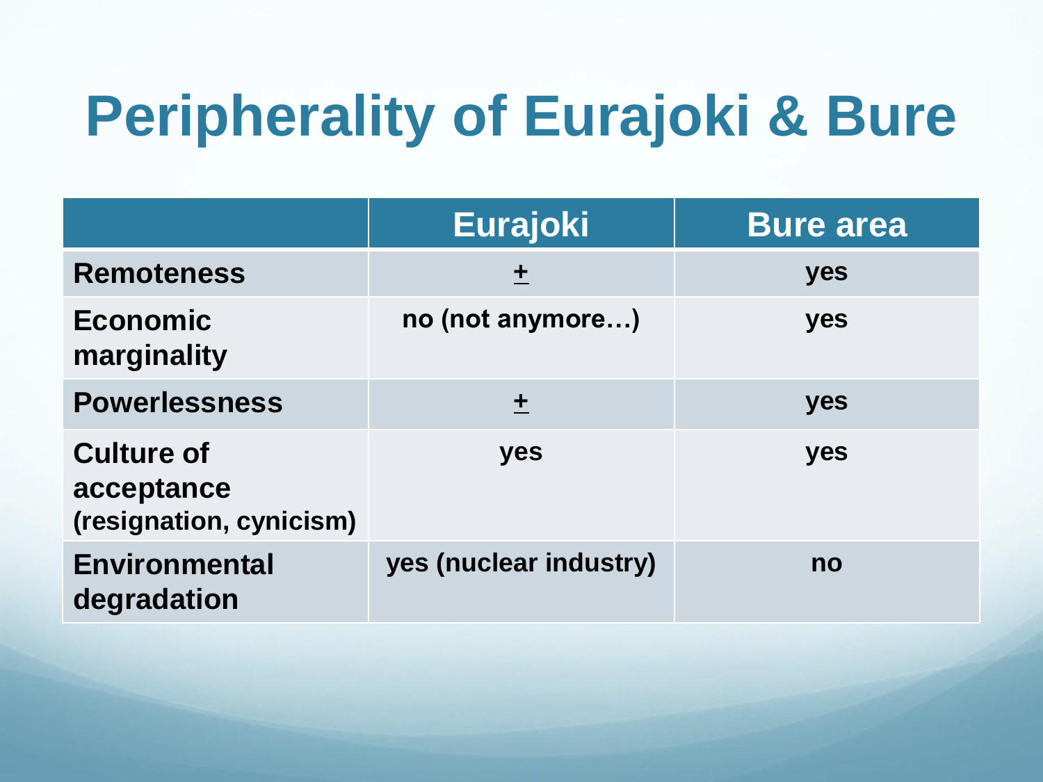# Peripherality of Eurajoki & Bure

| | Eurajoki | Bure area |
|---|---|---|
| **Remoteness** | ± | yes |
| **Economic marginality** | no (not anymore…) | yes |
| **Powerlessness** | ± | yes |
| **Culture of acceptance (resignation, cynicism)** | yes | yes |
| **Environmental degradation** | yes (nuclear industry) | no |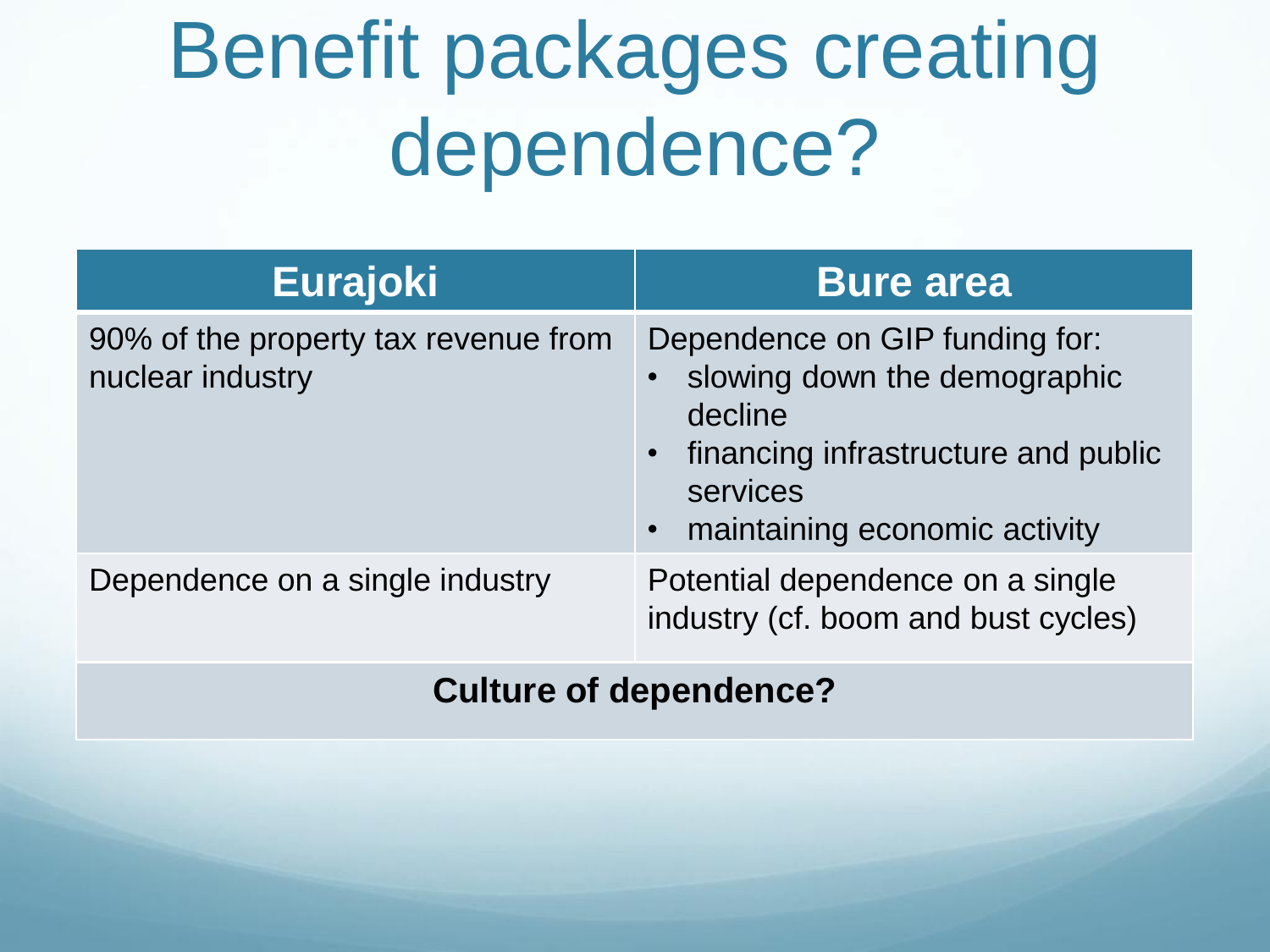# Benefit packages creating dependence?

| Eurajoki | Bure area |
|---|---|
| 90% of the property tax revenue from nuclear industry | Dependence on GIP funding for:<br>• slowing down the demographic decline<br>• financing infrastructure and public services<br>• maintaining economic activity |
| Dependence on a single industry | Potential dependence on a single industry (cf. boom and bust cycles) |
| **Culture of dependence?** | |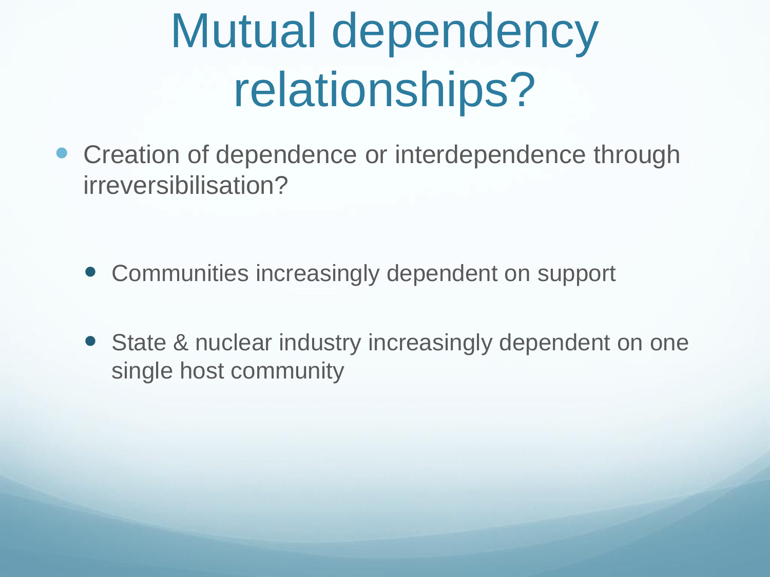# Mutual dependency relationships?

- Creation of dependence or interdependence through irreversibilisation?
  - Communities increasingly dependent on support
  - State & nuclear industry increasingly dependent on one single host community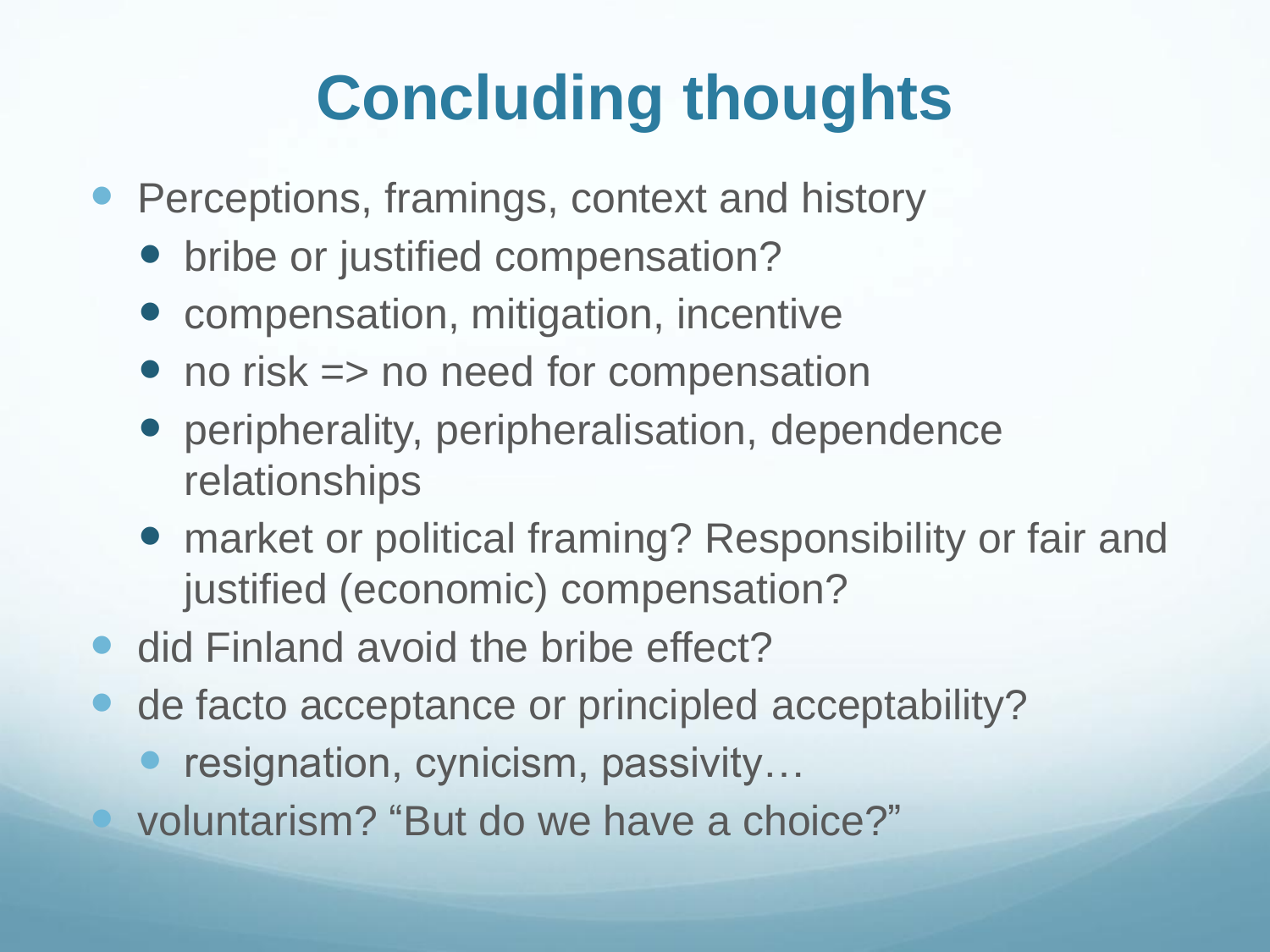# Concluding thoughts

- Perceptions, framings, context and history
  - bribe or justified compensation?
  - compensation, mitigation, incentive
  - no risk => no need for compensation
  - peripherality, peripheralisation, dependence relationships
  - market or political framing? Responsibility or fair and justified (economic) compensation?
- did Finland avoid the bribe effect?
- de facto acceptance or principled acceptability?
  - resignation, cynicism, passivity…
- voluntarism? “But do we have a choice?”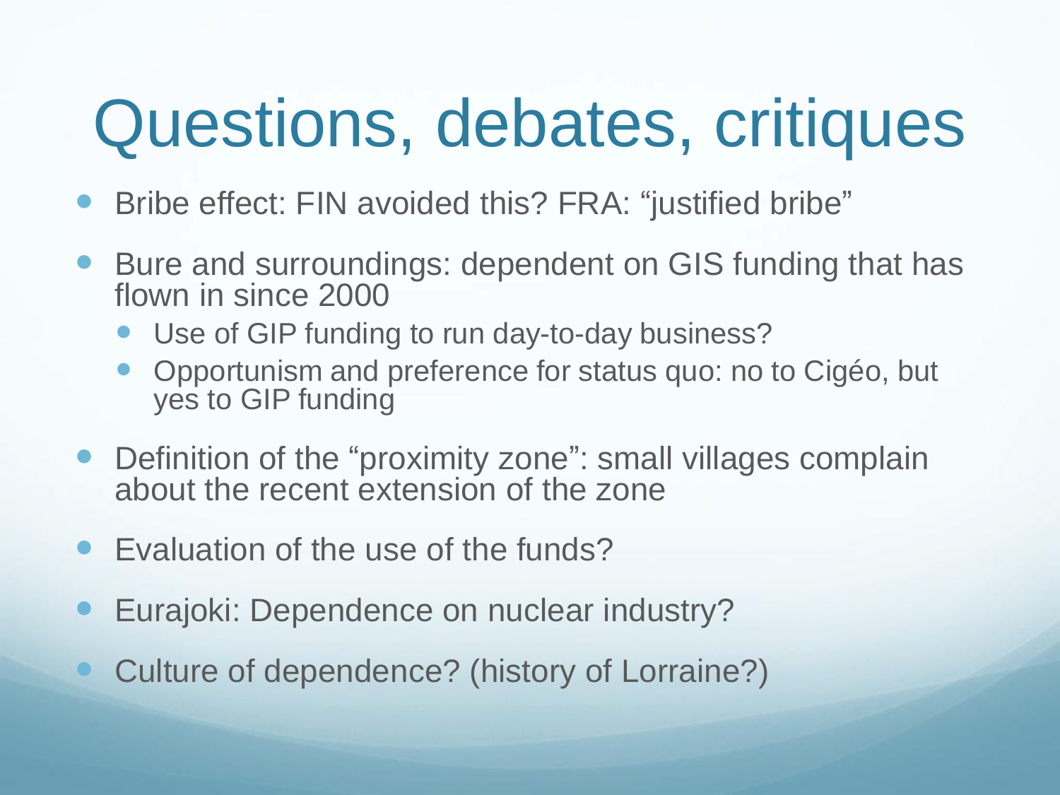# Questions, debates, critiques

- Bribe effect: FIN avoided this? FRA: "justified bribe"
- Bure and surroundings: dependent on GIS funding that has flown in since 2000
  - Use of GIP funding to run day-to-day business?
  - Opportunism and preference for status quo: no to Cigéo, but yes to GIP funding
- Definition of the "proximity zone": small villages complain about the recent extension of the zone
- Evaluation of the use of the funds?
- Eurajoki: Dependence on nuclear industry?
- Culture of dependence? (history of Lorraine?)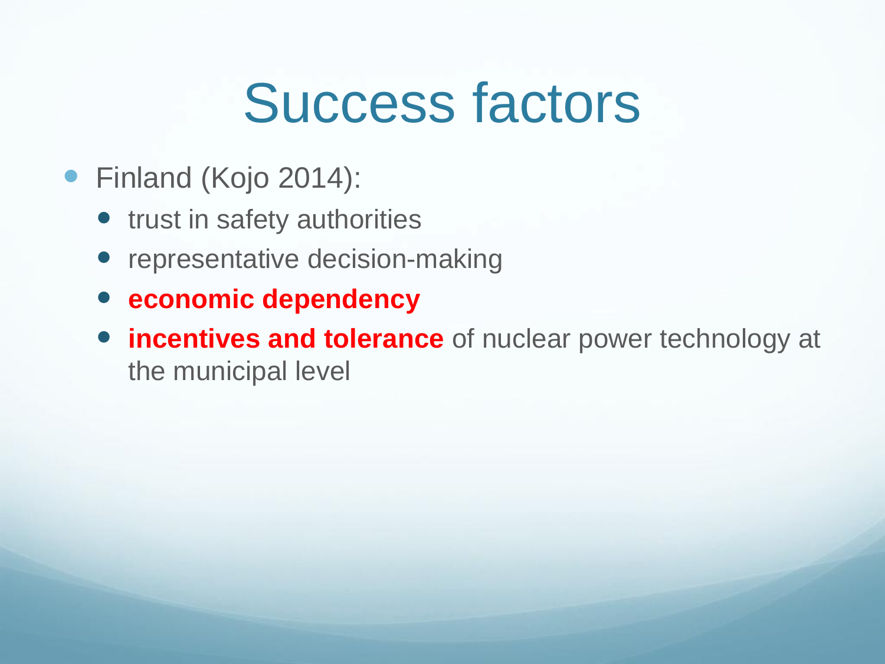# Success factors

- Finland (Kojo 2014):
  - trust in safety authorities
  - representative decision-making
  - **economic dependency**
  - **incentives and tolerance** of nuclear power technology at the municipal level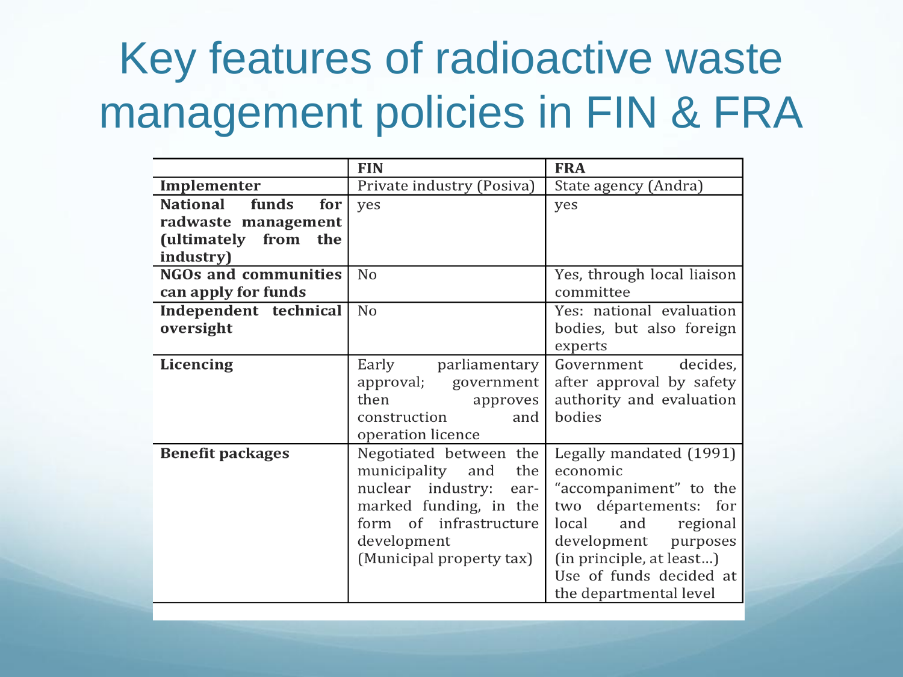# Key features of radioactive waste management policies in FIN & FRA

| | **FIN** | **FRA** |
|---|---|---|
| **Implementer** | Private industry (Posiva) | State agency (Andra) |
| **National funds for radwaste management (ultimately from the industry)** | yes | yes |
| **NGOs and communities can apply for funds** | No | Yes, through local liaison committee |
| **Independent technical oversight** | No | Yes: national evaluation bodies, but also foreign experts |
| **Licencing** | Early parliamentary approval; government then approves construction and operation licence | Government decides, after approval by safety authority and evaluation bodies |
| **Benefit packages** | Negotiated between the municipality and the nuclear industry: ear-marked funding, in the form of infrastructure development (Municipal property tax) | Legally mandated (1991) economic "accompaniment" to the two départements: for local and regional development purposes (in principle, at least…) Use of funds decided at the departmental level |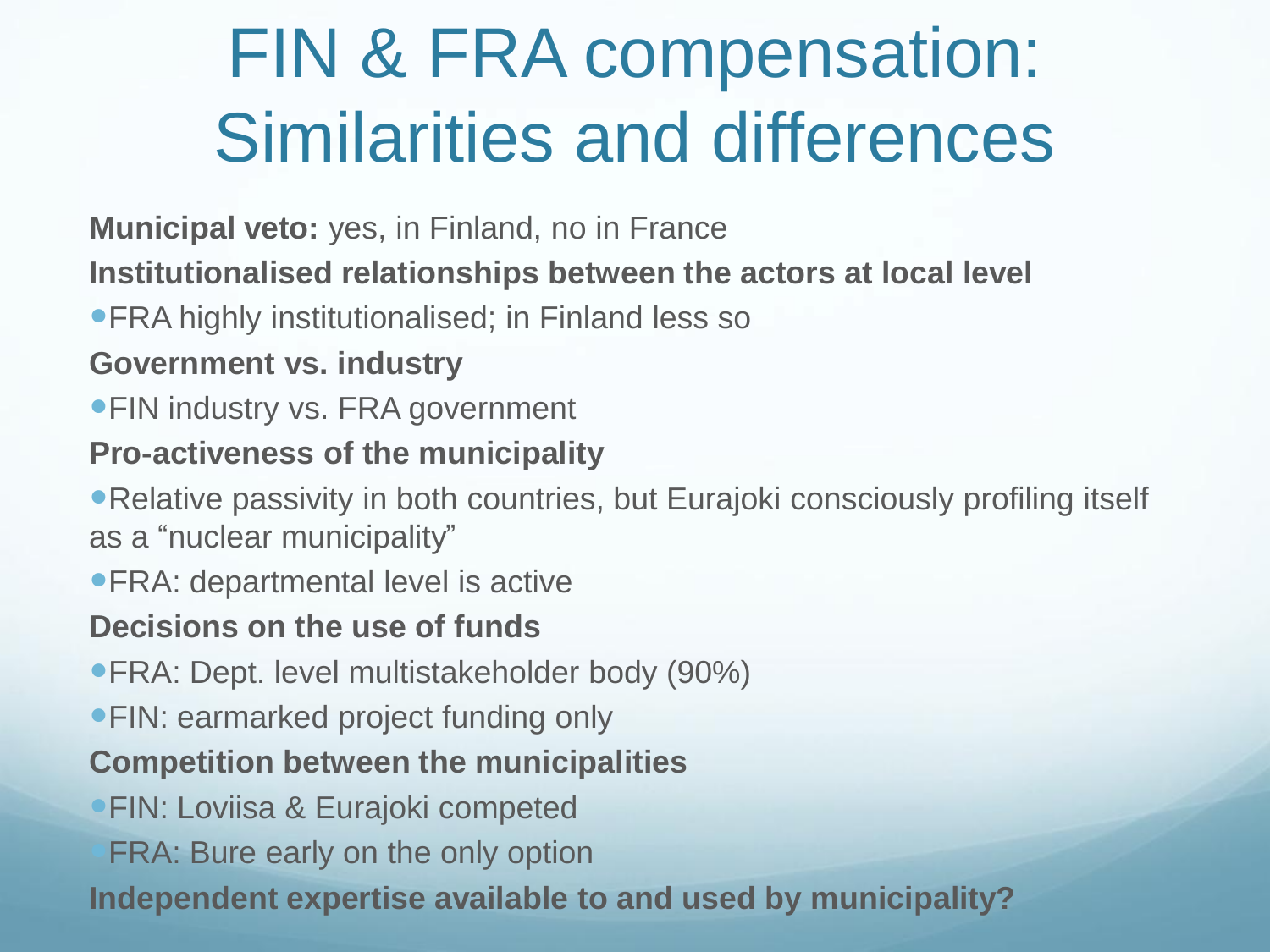# FIN & FRA compensation: Similarities and differences

**Municipal veto:** yes, in Finland, no in France

**Institutionalised relationships between the actors at local level**

- FRA highly institutionalised; in Finland less so

**Government vs. industry**

- FIN industry vs. FRA government

**Pro-activeness of the municipality**

- Relative passivity in both countries, but Eurajoki consciously profiling itself as a “nuclear municipality”
- FRA: departmental level is active

**Decisions on the use of funds**

- FRA: Dept. level multistakeholder body (90%)
- FIN: earmarked project funding only

**Competition between the municipalities**

- FIN: Loviisa & Eurajoki competed
- FRA: Bure early on the only option

**Independent expertise available to and used by municipality?**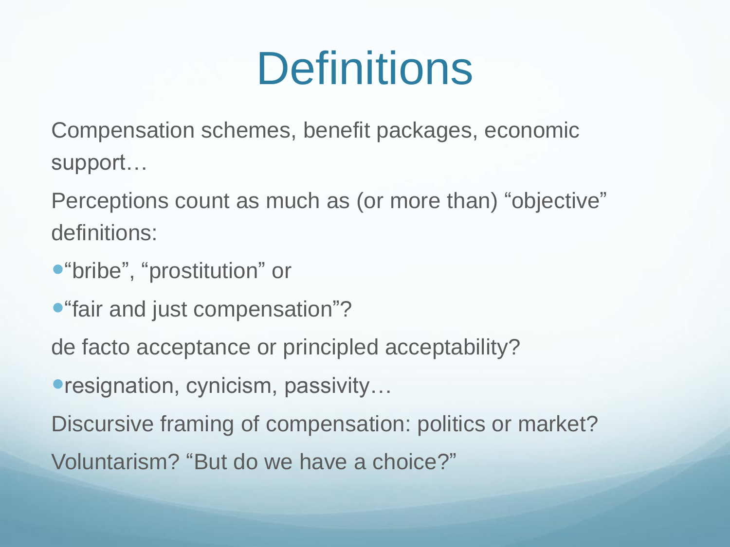# Definitions

Compensation schemes, benefit packages, economic support…

Perceptions count as much as (or more than) "objective" definitions:

- "bribe", "prostitution" or
- "fair and just compensation"?

de facto acceptance or principled acceptability?

- resignation, cynicism, passivity…

Discursive framing of compensation: politics or market?

Voluntarism? "But do we have a choice?"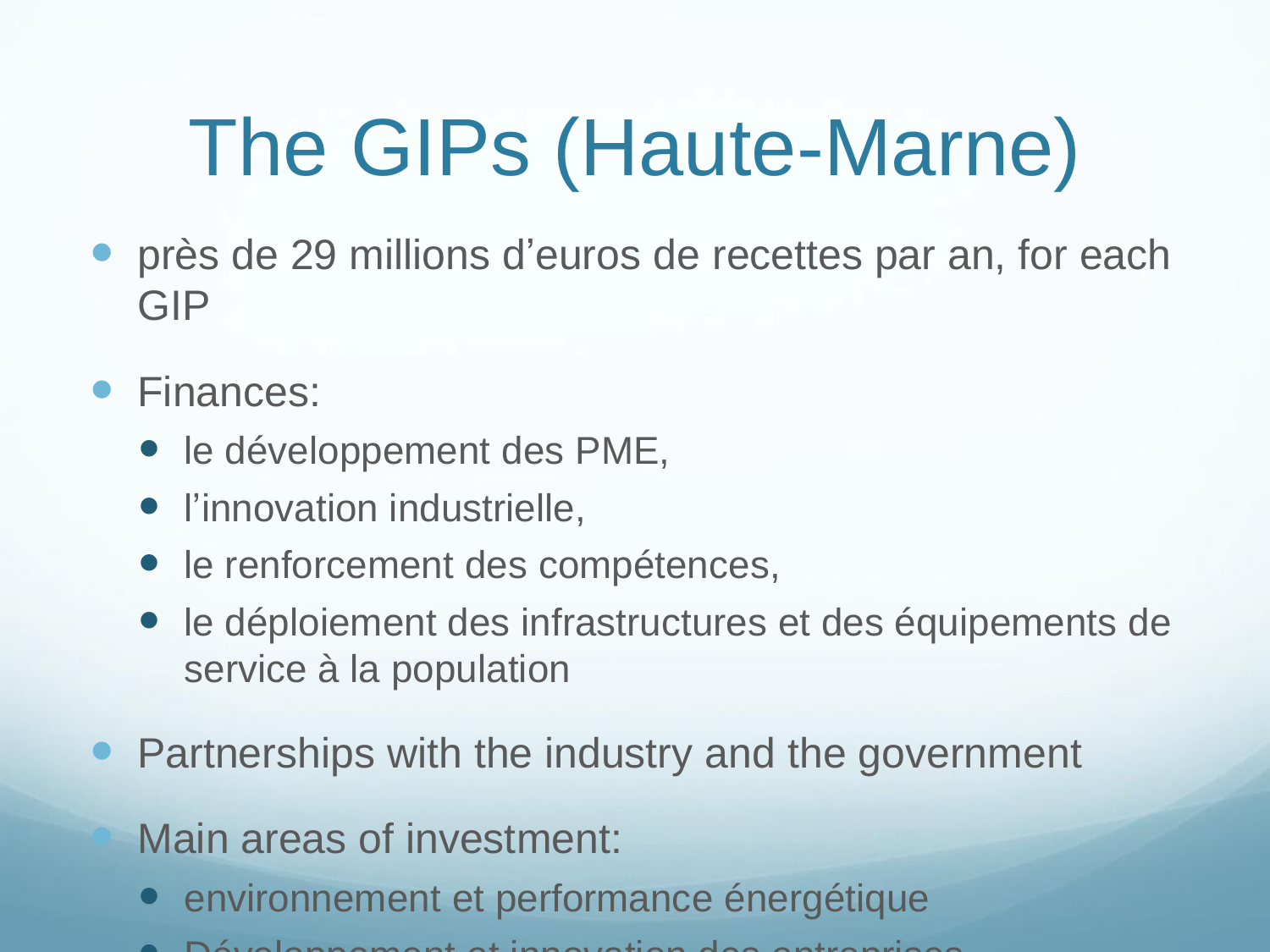# The GIPs (Haute-Marne)

- près de 29 millions d'euros de recettes par an, for each GIP
- Finances:
  - le développement des PME,
  - l'innovation industrielle,
  - le renforcement des compétences,
  - le déploiement des infrastructures et des équipements de service à la population
- Partnerships with the industry and the government
- Main areas of investment:
  - environnement et performance énergétique
  - Développement et innovation des entreprises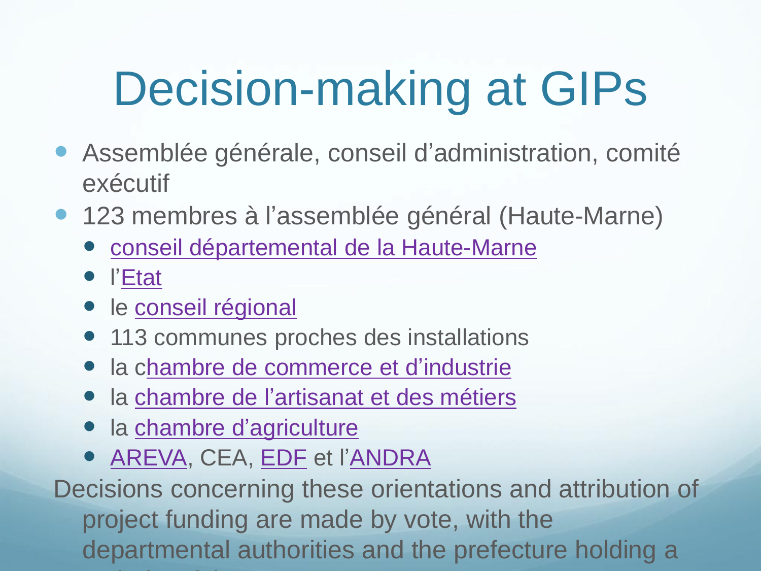# Decision-making at GIPs

- Assemblée générale, conseil d'administration, comité exécutif
- 123 membres à l'assemblée général (Haute-Marne)
  - conseil départemental de la Haute-Marne
  - l'Etat
  - le conseil régional
  - 113 communes proches des installations
  - la chambre de commerce et d'industrie
  - la chambre de l'artisanat et des métiers
  - la chambre d'agriculture
  - AREVA, CEA, EDF et l'ANDRA

Decisions concerning these orientations and attribution of project funding are made by vote, with the departmental authorities and the prefecture holding a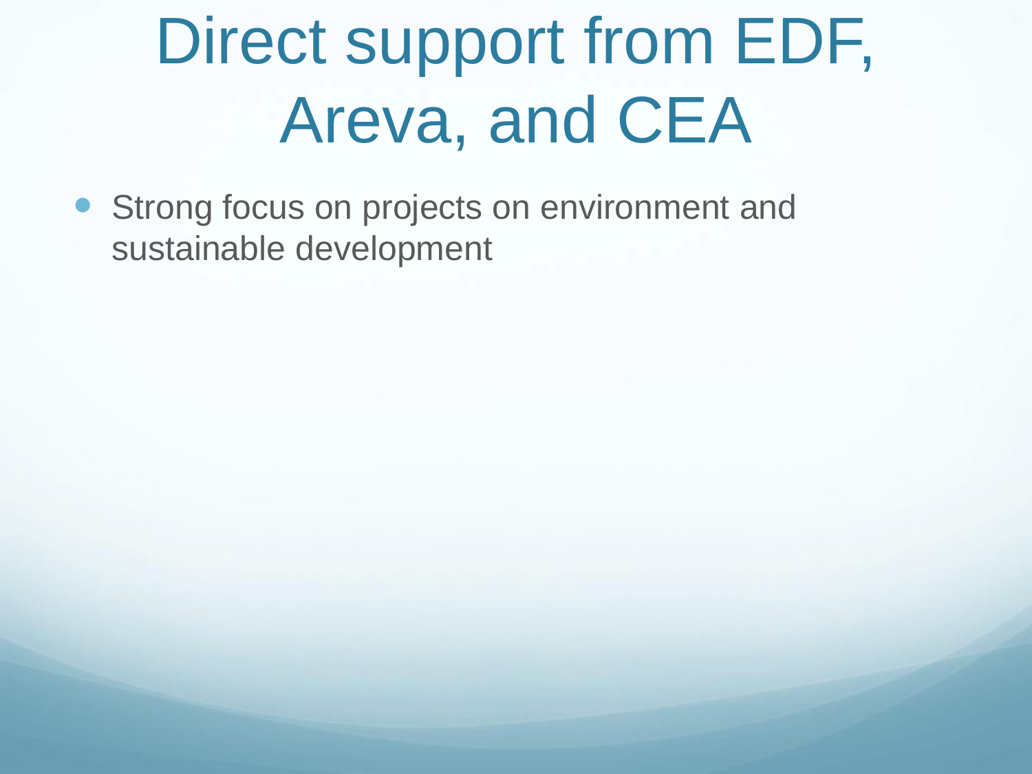# Direct support from EDF, Areva, and CEA

- Strong focus on projects on environment and sustainable development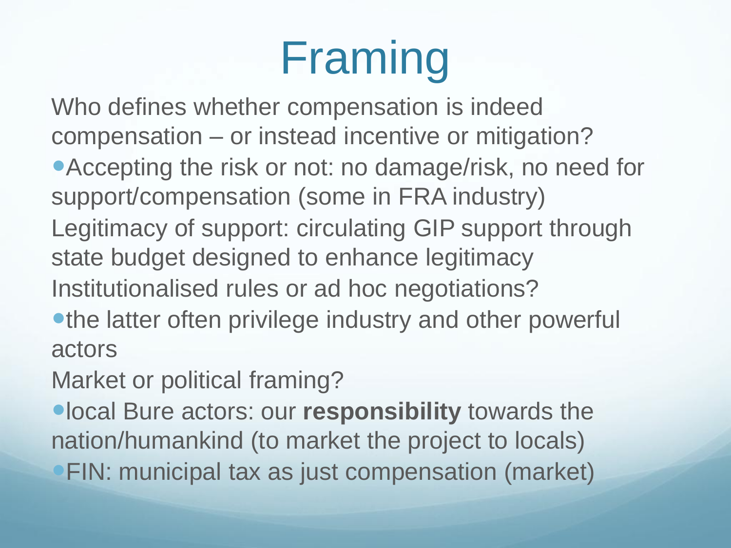# Framing

Who defines whether compensation is indeed compensation – or instead incentive or mitigation?

- Accepting the risk or not: no damage/risk, no need for support/compensation (some in FRA industry)

Legitimacy of support: circulating GIP support through state budget designed to enhance legitimacy

Institutionalised rules or ad hoc negotiations?

- the latter often privilege industry and other powerful actors

Market or political framing?

- local Bure actors: our **responsibility** towards the nation/humankind (to market the project to locals)
- FIN: municipal tax as just compensation (market)